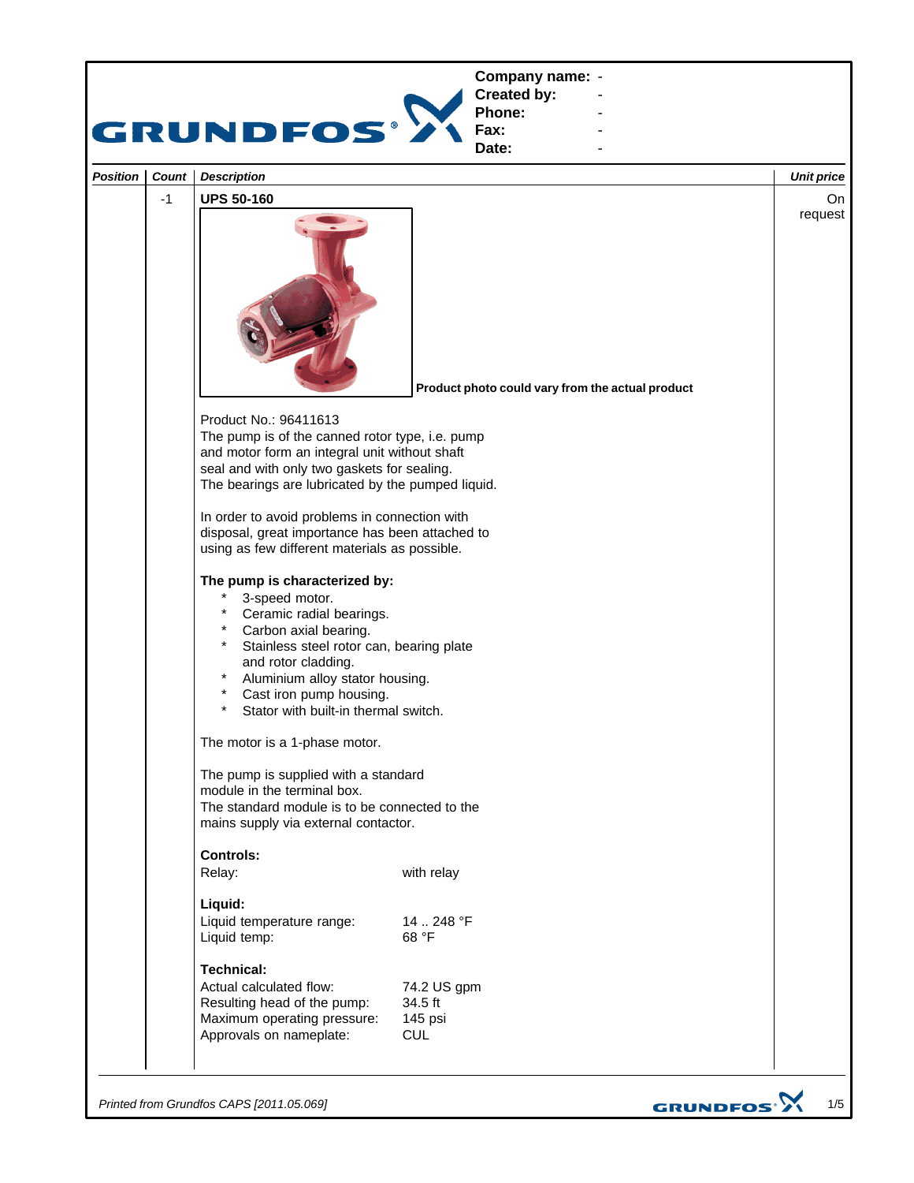| Company name: | - |
|---|---|
| Created by: | - |
| Phone: | - |
| Fax: | - |
| Date: | - |

| Position | Count | Description | Unit price |
|---|---|---|---|
| | -1 | **UPS 50-160** | On request |

**Product photo could vary from the actual product**

Product No.: 96411613

The pump is of the canned rotor type, i.e. pump and motor form an integral unit without shaft seal and with only two gaskets for sealing.
The bearings are lubricated by the pumped liquid.

In order to avoid problems in connection with disposal, great importance has been attached to using as few different materials as possible.

**The pump is characterized by:**

- 3-speed motor.
- Ceramic radial bearings.
- Carbon axial bearing.
- Stainless steel rotor can, bearing plate and rotor cladding.
- Aluminium alloy stator housing.
- Cast iron pump housing.
- Stator with built-in thermal switch.

The motor is a 1-phase motor.

The pump is supplied with a standard module in the terminal box.
The standard module is to be connected to the mains supply via external contactor.

**Controls:**

| | |
|---|---|
| Relay: | with relay |

**Liquid:**

| | |
|---|---|
| Liquid temperature range: | 14 .. 248 °F |
| Liquid temp: | 68 °F |

**Technical:**

| | |
|---|---|
| Actual calculated flow: | 74.2 US gpm |
| Resulting head of the pump: | 34.5 ft |
| Maximum operating pressure: | 145 psi |
| Approvals on nameplate: | CUL |

*Printed from Grundfos CAPS [2011.05.069]*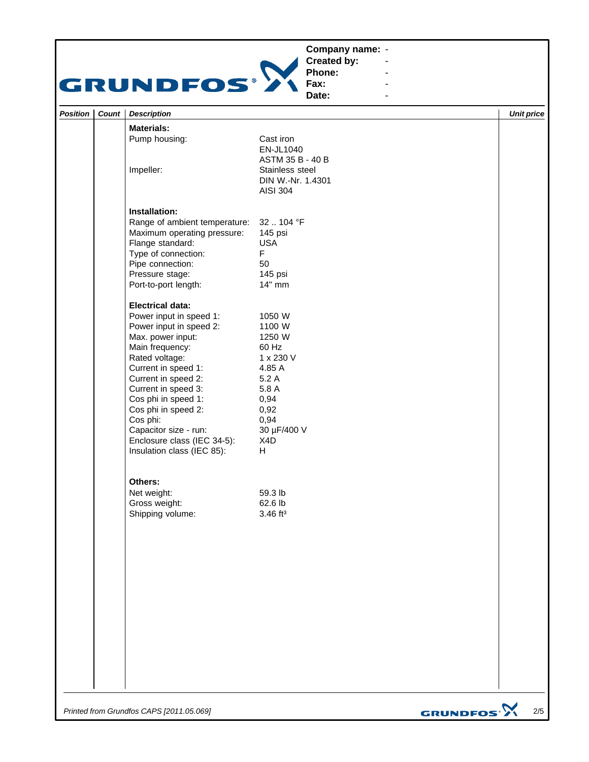Company name: -
Created by: -
Phone: -
Fax: -
Date: -

| Position | Count | Description | | Unit price |
|---|---|---|---|---|
| | | **Materials:** | | |
| | | Pump housing: | Cast iron<br>EN-JL1040<br>ASTM 35 B - 40 B | |
| | | Impeller: | Stainless steel<br>DIN W.-Nr. 1.4301<br>AISI 304 | |
| | | **Installation:** | | |
| | | Range of ambient temperature: | 32 .. 104 °F | |
| | | Maximum operating pressure: | 145 psi | |
| | | Flange standard: | USA | |
| | | Type of connection: | F | |
| | | Pipe connection: | 50 | |
| | | Pressure stage: | 145 psi | |
| | | Port-to-port length: | 14" mm | |
| | | **Electrical data:** | | |
| | | Power input in speed 1: | 1050 W | |
| | | Power input in speed 2: | 1100 W | |
| | | Max. power input: | 1250 W | |
| | | Main frequency: | 60 Hz | |
| | | Rated voltage: | 1 x 230 V | |
| | | Current in speed 1: | 4.85 A | |
| | | Current in speed 2: | 5.2 A | |
| | | Current in speed 3: | 5.8 A | |
| | | Cos phi in speed 1: | 0,94 | |
| | | Cos phi in speed 2: | 0,92 | |
| | | Cos phi: | 0,94 | |
| | | Capacitor size - run: | 30 µF/400 V | |
| | | Enclosure class (IEC 34-5): | X4D | |
| | | Insulation class (IEC 85): | H | |
| | | **Others:** | | |
| | | Net weight: | 59.3 lb | |
| | | Gross weight: | 62.6 lb | |
| | | Shipping volume: | 3.46 ft³ | |

*Printed from Grundfos CAPS [2011.05.069]*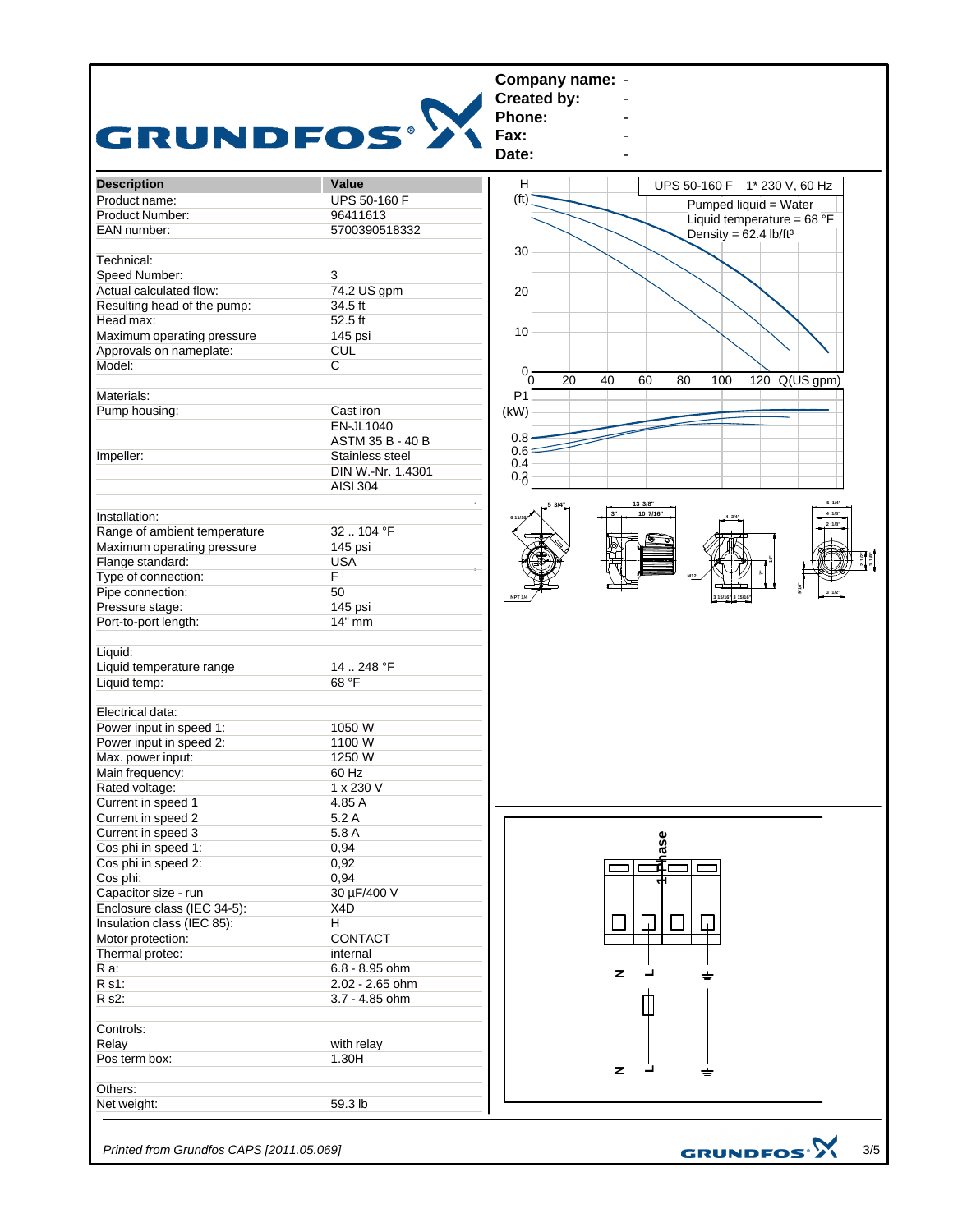**Company name:** -
**Created by:** -
**Phone:** -
**Fax:** -
**Date:** -

| Description | Value |
|---|---|
| Product name: | UPS 50-160 F |
| Product Number: | 96411613 |
| EAN number: | 5700390518332 |
| | |
| Technical: | |
| Speed Number: | 3 |
| Actual calculated flow: | 74.2 US gpm |
| Resulting head of the pump: | 34.5 ft |
| Head max: | 52.5 ft |
| Maximum operating pressure | 145 psi |
| Approvals on nameplate: | CUL |
| Model: | C |
| | |
| Materials: | |
| Pump housing: | Cast iron |
| | EN-JL1040 |
| | ASTM 35 B - 40 B |
| Impeller: | Stainless steel |
| | DIN W.-Nr. 1.4301 |
| | AISI 304 |
| | |
| Installation: | |
| Range of ambient temperature | 32 .. 104 °F |
| Maximum operating pressure | 145 psi |
| Flange standard: | USA |
| Type of connection: | F |
| Pipe connection: | 50 |
| Pressure stage: | 145 psi |
| Port-to-port length: | 14" mm |
| | |
| Liquid: | |
| Liquid temperature range | 14 .. 248 °F |
| Liquid temp: | 68 °F |
| | |
| Electrical data: | |
| Power input in speed 1: | 1050 W |
| Power input in speed 2: | 1100 W |
| Max. power input: | 1250 W |
| Main frequency: | 60 Hz |
| Rated voltage: | 1 x 230 V |
| Current in speed 1 | 4.85 A |
| Current in speed 2 | 5.2 A |
| Current in speed 3 | 5.8 A |
| Cos phi in speed 1: | 0,94 |
| Cos phi in speed 2: | 0,92 |
| Cos phi: | 0,94 |
| Capacitor size - run | 30 µF/400 V |
| Enclosure class (IEC 34-5): | X4D |
| Insulation class (IEC 85): | H |
| Motor protection: | CONTACT |
| Thermal protec: | internal |
| R a: | 6.8 - 8.95 ohm |
| R s1: | 2.02 - 2.65 ohm |
| R s2: | 3.7 - 4.85 ohm |
| | |
| Controls: | |
| Relay | with relay |
| Pos term box: | 1.30H |
| | |
| Others: | |
| Net weight: | 59.3 lb |

UPS 50-160 F 1* 230 V, 60 Hz

Pumped liquid = Water
Liquid temperature = 68 °F
Density = 62.4 lb/ft³

*Printed from Grundfos CAPS [2011.05.069]*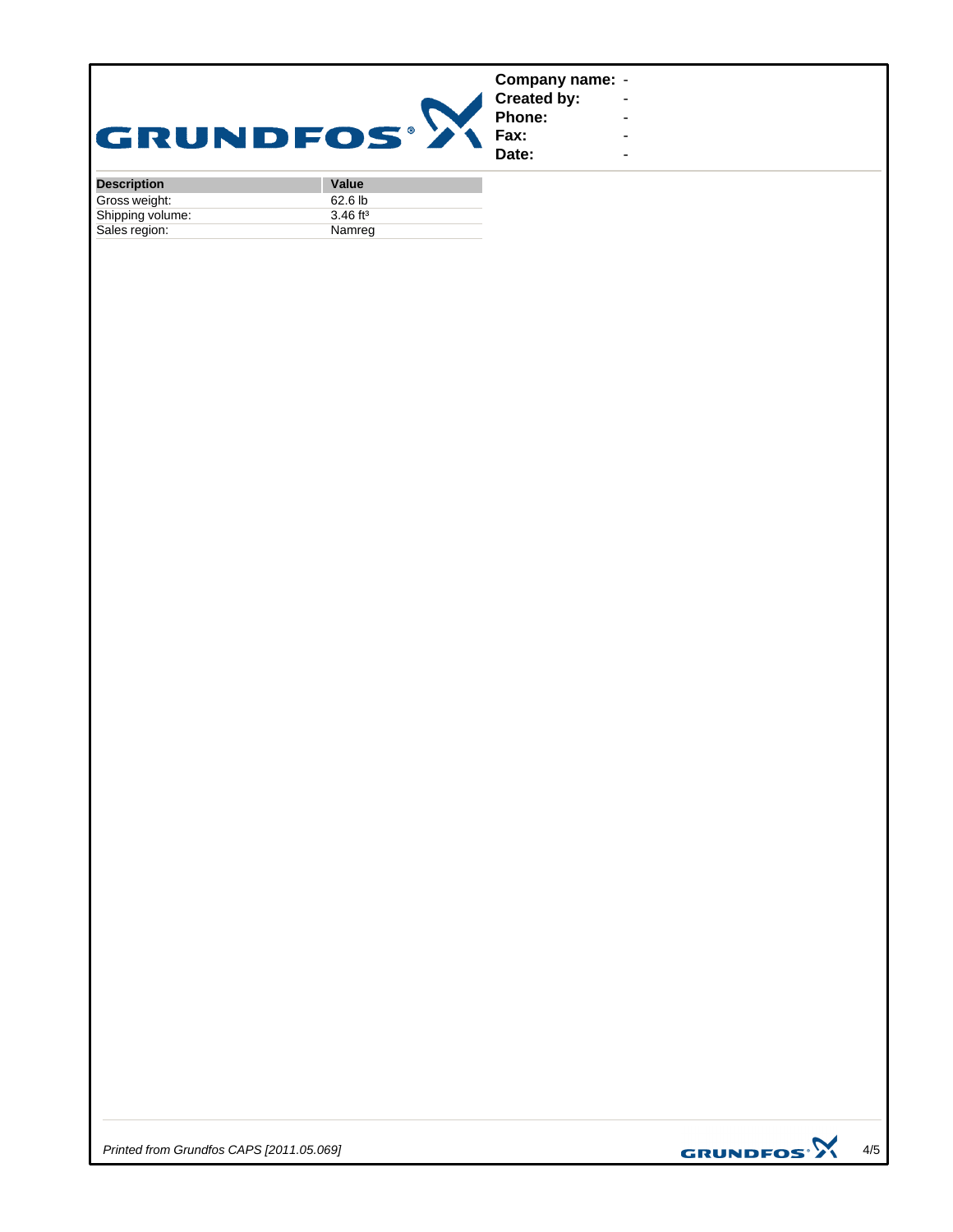| | |
|---|---|
| **Company name:** | - |
| **Created by:** | - |
| **Phone:** | - |
| **Fax:** | - |
| **Date:** | - |

| Description | Value |
|---|---|
| Gross weight: | 62.6 lb |
| Shipping volume: | 3.46 ft³ |
| Sales region: | Namreg |

*Printed from Grundfos CAPS [2011.05.069]*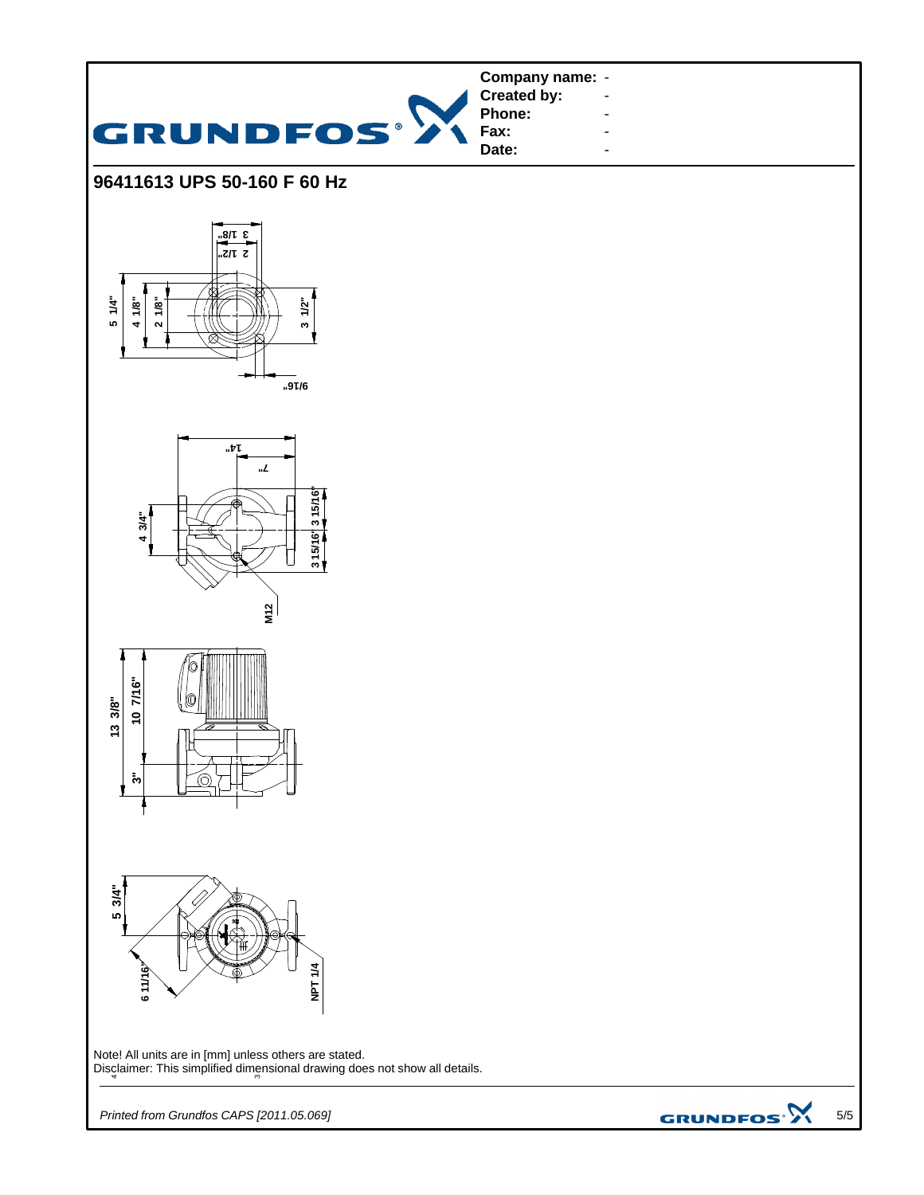Company name: -
Created by: -
Phone: -
Fax: -
Date: -

## 96411613 UPS 50-160 F 60 Hz

3 1/8"
2 1/2"
5 1/4"
4 1/8"
2 1/8"
3 1/2"
9/16"

14"
7"
4 3/4"
3 15/16"
3 15/16"
M12

13 3/8"
10 7/16"
3"

5 3/4"
6 11/16"
NPT 1/4

Note! All units are in [mm] unless others are stated.
Disclaimer: This simplified dimensional drawing does not show all details.

*Printed from Grundfos CAPS [2011.05.069]*